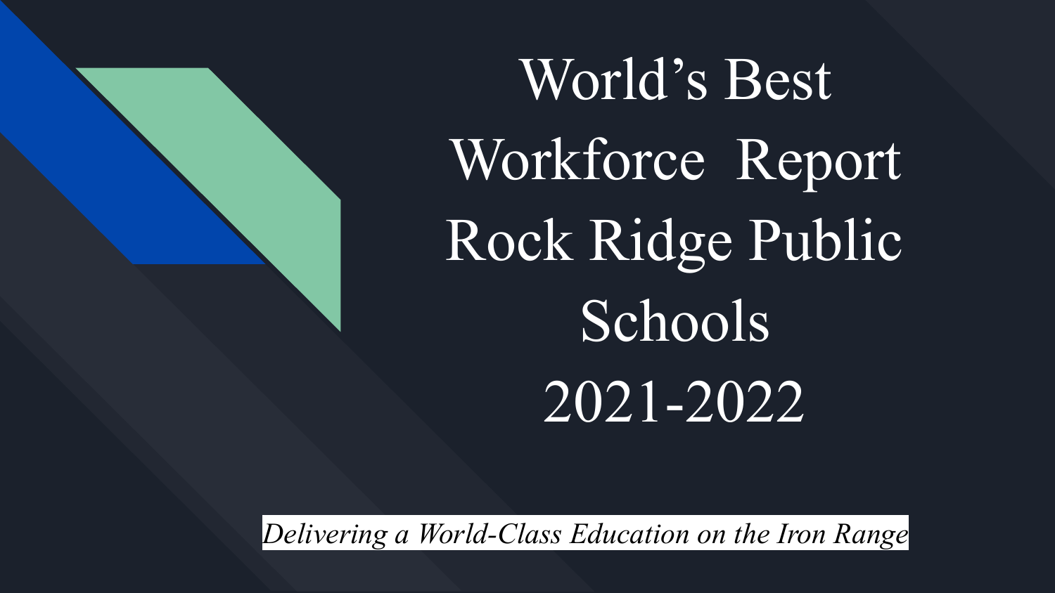# World's Best Workforce Report Rock Ridge Public Schools 2021-2022

*Delivering a World-Class Education on the Iron Range*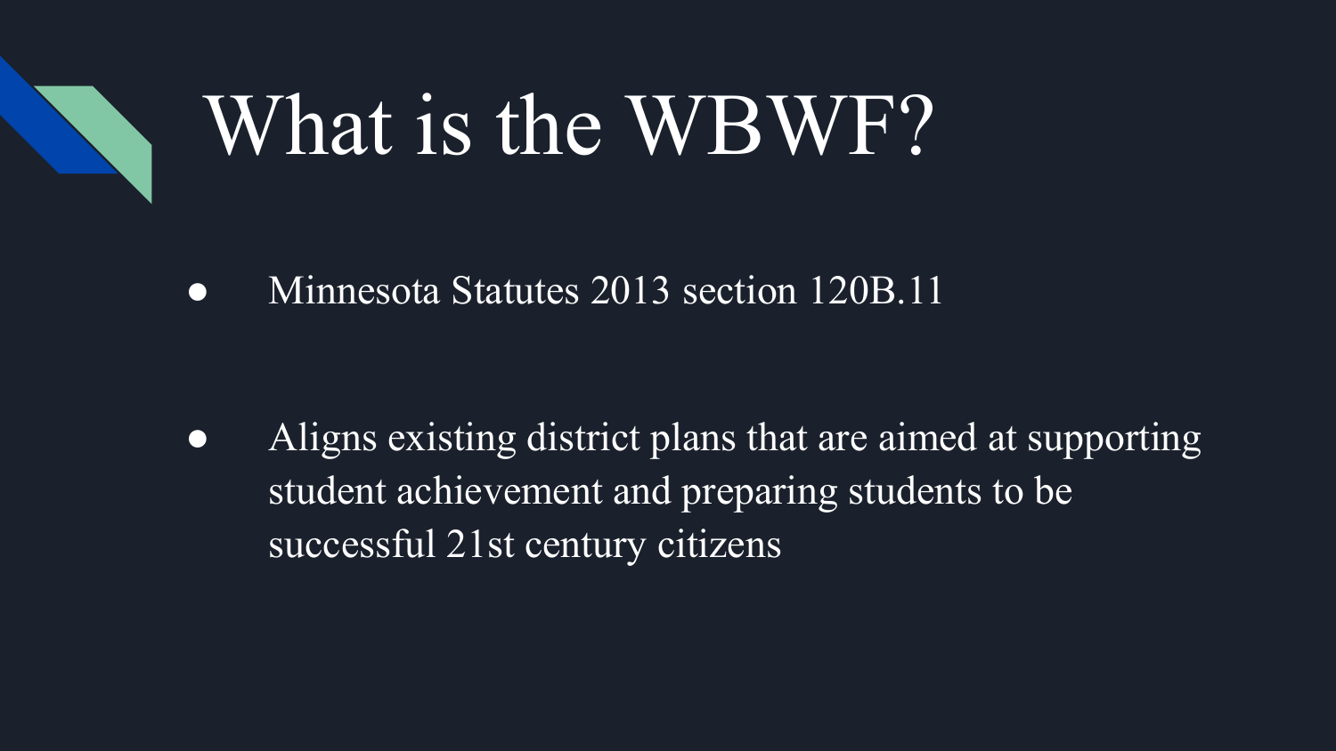# What is the WBWF?

- Minnesota Statutes 2013 section 120B.11

- Aligns existing district plans that are aimed at supporting student achievement and preparing students to be successful 21st century citizens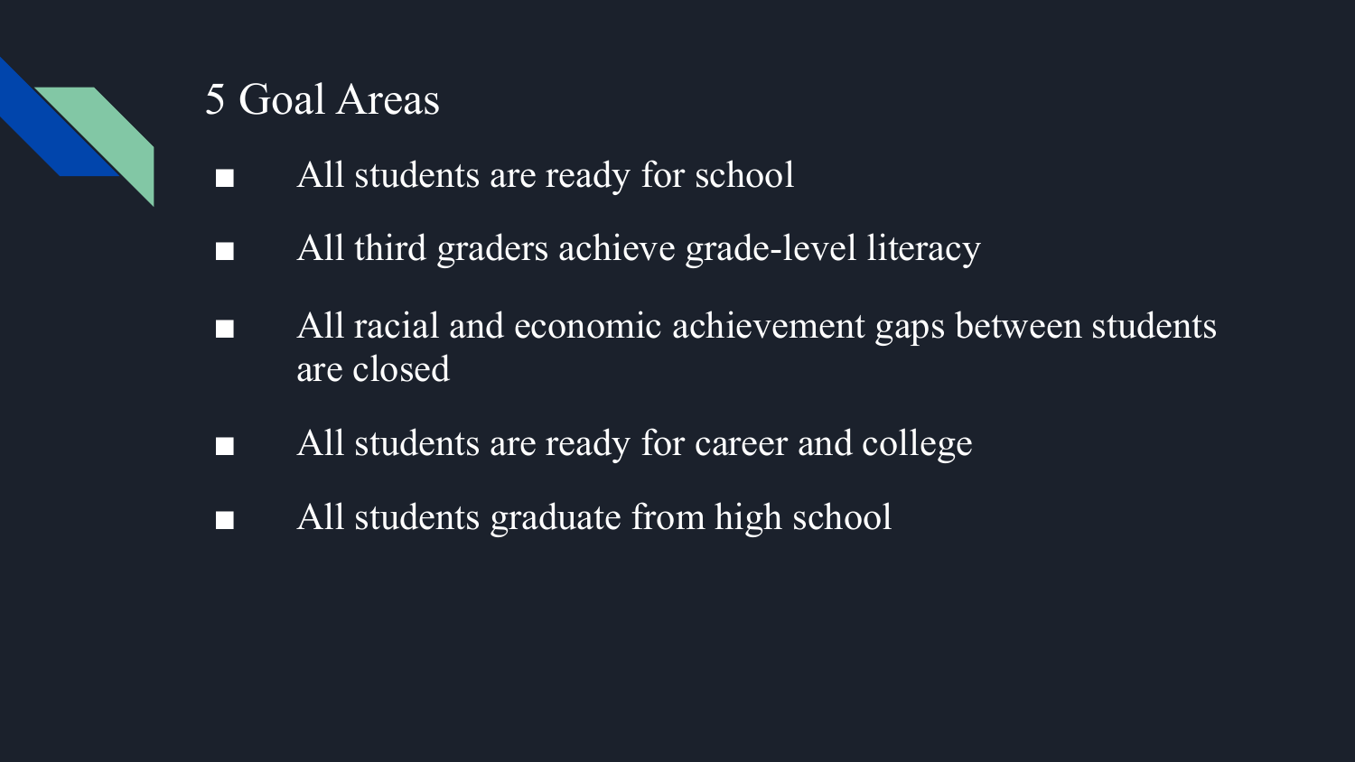## 5 Goal Areas

- All students are ready for school
- All third graders achieve grade-level literacy
- All racial and economic achievement gaps between students are closed
- All students are ready for career and college
- All students graduate from high school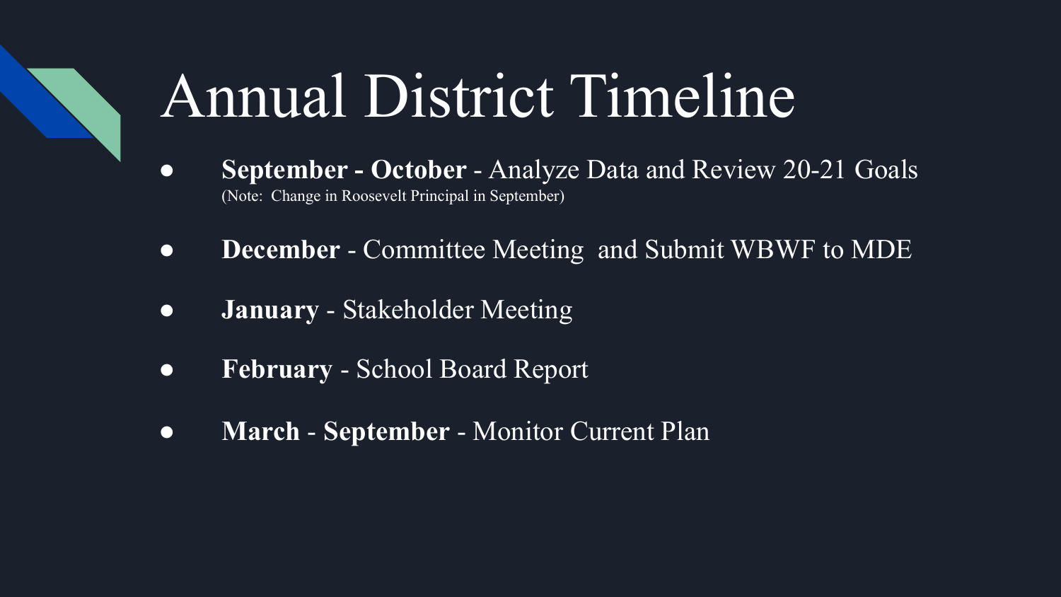# Annual District Timeline

- **September - October** - Analyze Data and Review 20-21 Goals
  (Note: Change in Roosevelt Principal in September)
- **December** - Committee Meeting and Submit WBWF to MDE
- **January** - Stakeholder Meeting
- **February** - School Board Report
- **March** - **September** - Monitor Current Plan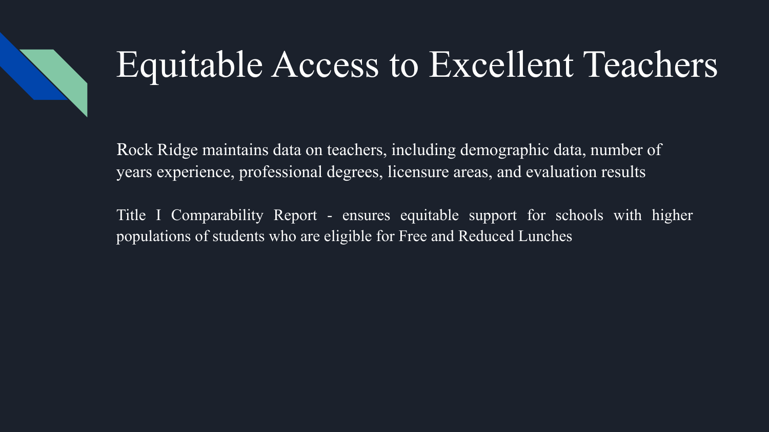# Equitable Access to Excellent Teachers

Rock Ridge maintains data on teachers, including demographic data, number of years experience, professional degrees, licensure areas, and evaluation results

Title I Comparability Report - ensures equitable support for schools with higher populations of students who are eligible for Free and Reduced Lunches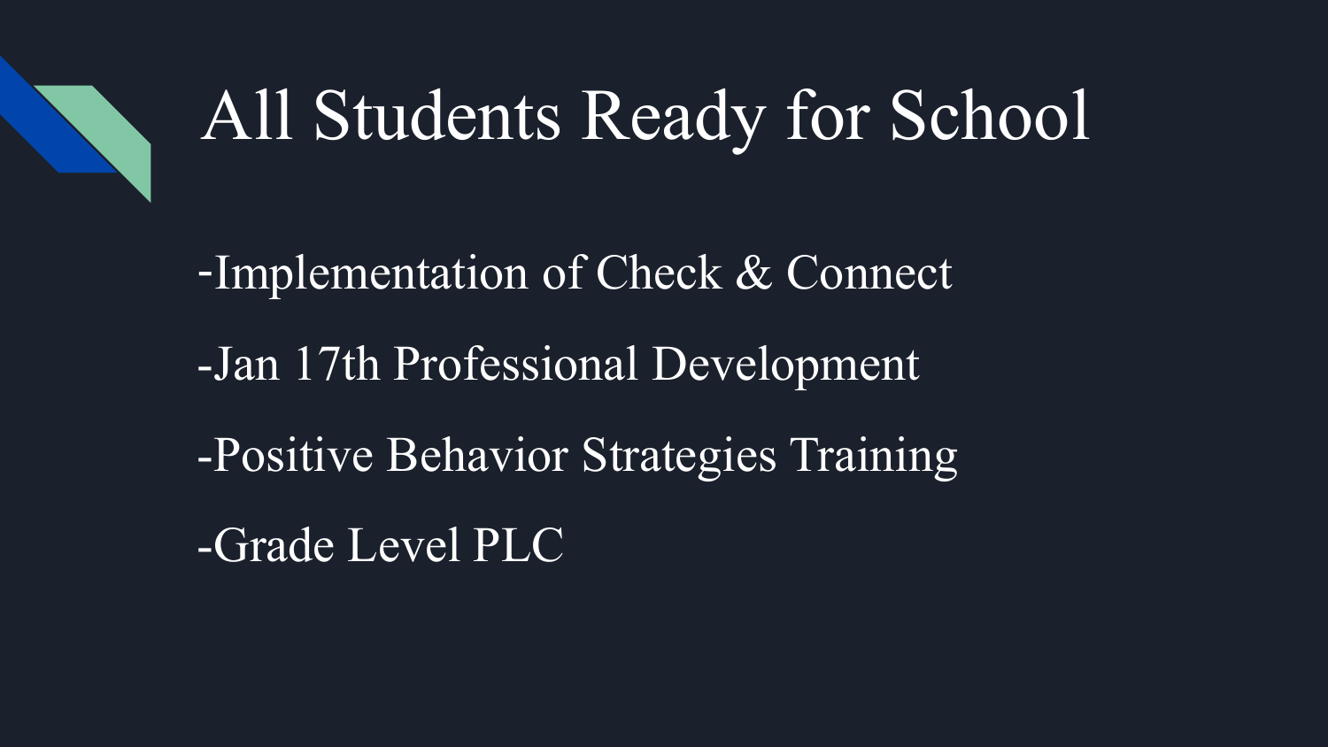# All Students Ready for School

-Implementation of Check & Connect

-Jan 17th Professional Development

-Positive Behavior Strategies Training

-Grade Level PLC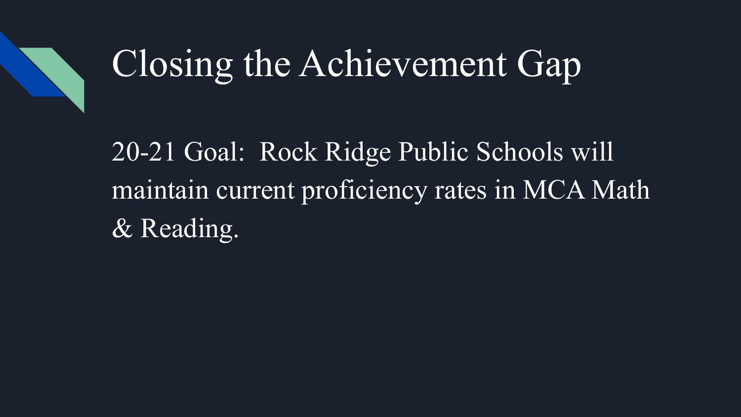# Closing the Achievement Gap

20-21 Goal:  Rock Ridge Public Schools will maintain current proficiency rates in MCA Math & Reading.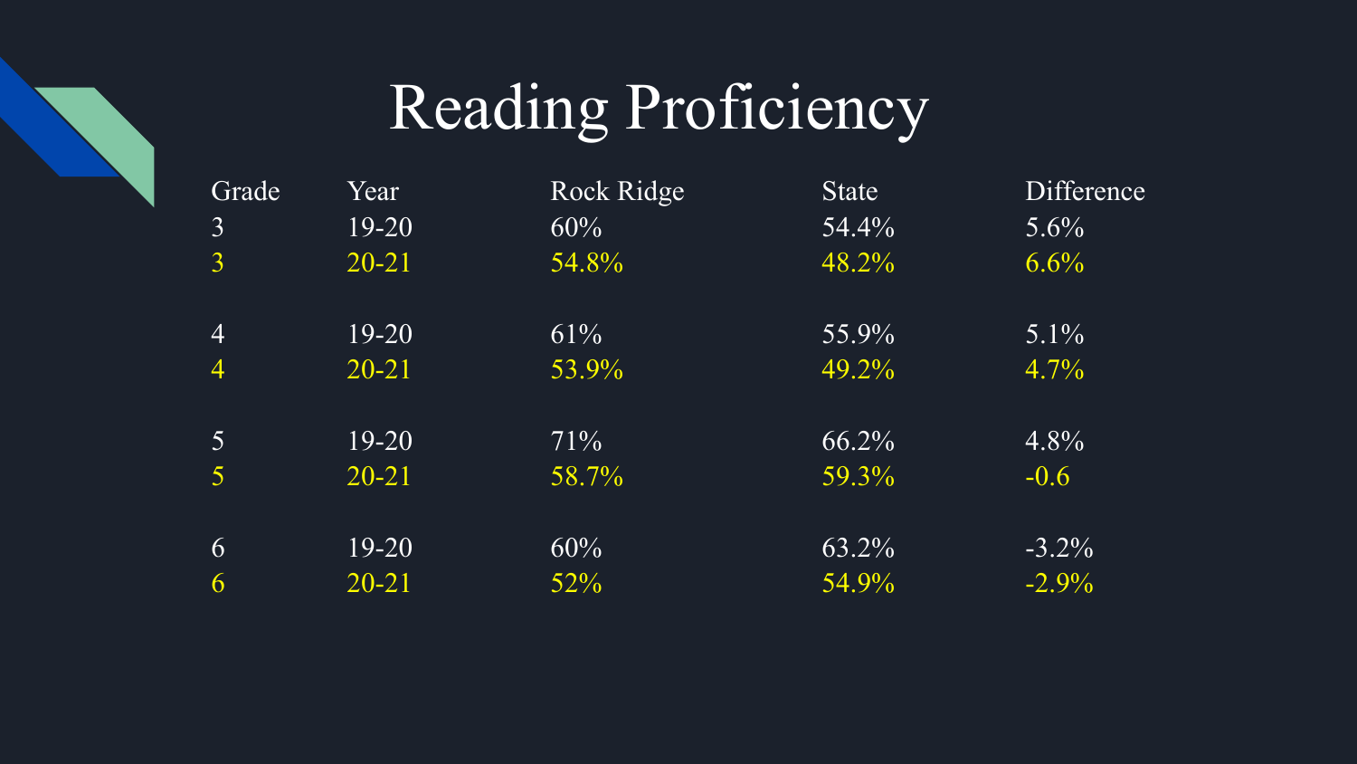# Reading Proficiency

| Grade | Year | Rock Ridge | State | Difference |
|---|---|---|---|---|
| 3 | 19-20 | 60% | 54.4% | 5.6% |
| 3 | 20-21 | 54.8% | 48.2% | 6.6% |
| 4 | 19-20 | 61% | 55.9% | 5.1% |
| 4 | 20-21 | 53.9% | 49.2% | 4.7% |
| 5 | 19-20 | 71% | 66.2% | 4.8% |
| 5 | 20-21 | 58.7% | 59.3% | -0.6 |
| 6 | 19-20 | 60% | 63.2% | -3.2% |
| 6 | 20-21 | 52% | 54.9% | -2.9% |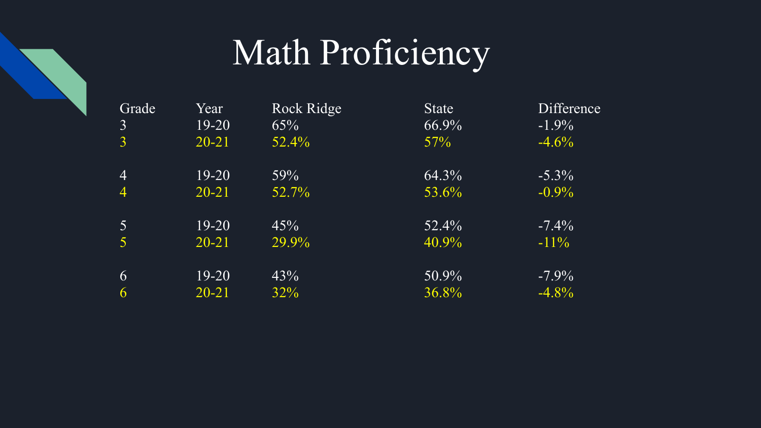# Math Proficiency

| Grade | Year | Rock Ridge | State | Difference |
|---|---|---|---|---|
| 3 | 19-20 | 65% | 66.9% | -1.9% |
| 3 | 20-21 | 52.4% | 57% | -4.6% |
| 4 | 19-20 | 59% | 64.3% | -5.3% |
| 4 | 20-21 | 52.7% | 53.6% | -0.9% |
| 5 | 19-20 | 45% | 52.4% | -7.4% |
| 5 | 20-21 | 29.9% | 40.9% | -11% |
| 6 | 19-20 | 43% | 50.9% | -7.9% |
| 6 | 20-21 | 32% | 36.8% | -4.8% |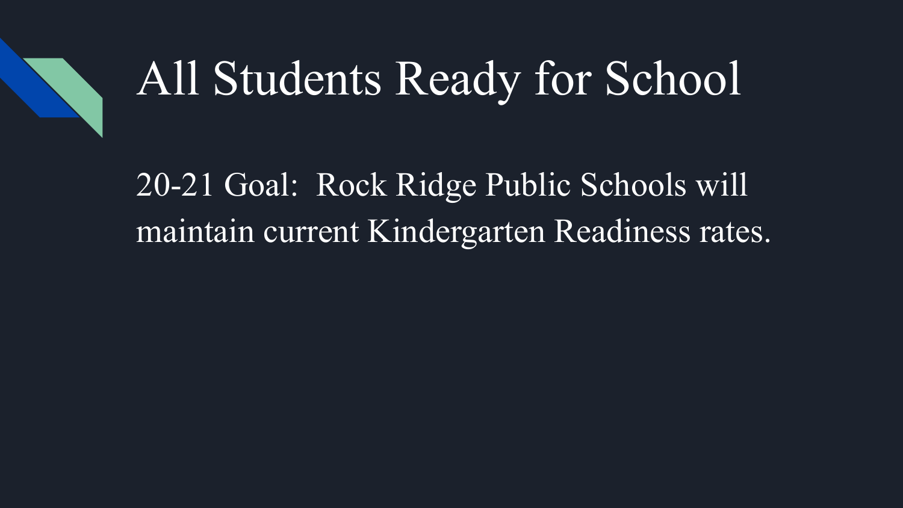# All Students Ready for School

20-21 Goal:  Rock Ridge Public Schools will maintain current Kindergarten Readiness rates.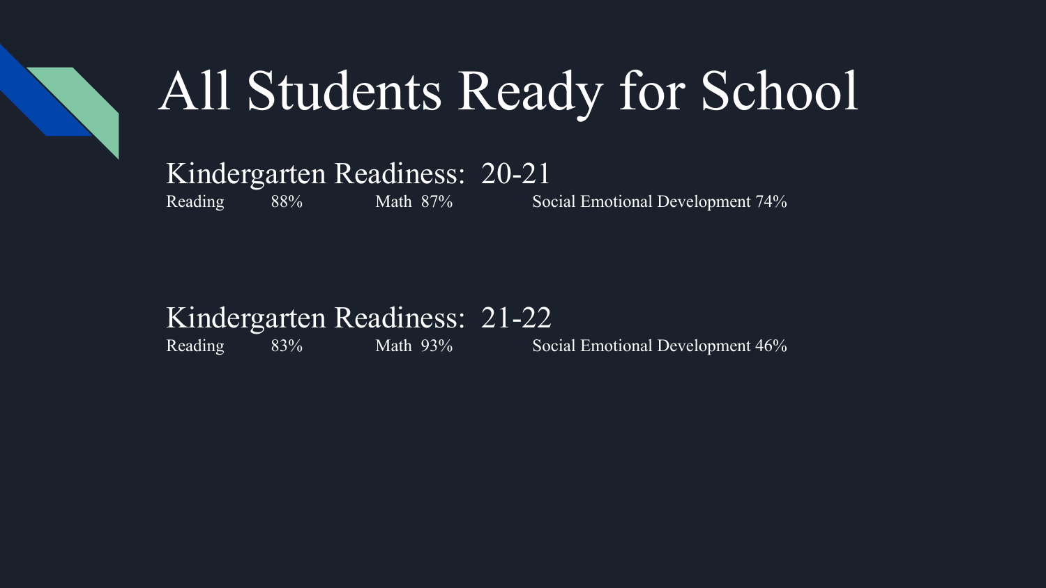# All Students Ready for School

## Kindergarten Readiness: 20-21

| Reading | Math | Social Emotional Development |
|---|---|---|
| 88% | 87% | 74% |

## Kindergarten Readiness: 21-22

| Reading | Math | Social Emotional Development |
|---|---|---|
| 83% | 93% | 46% |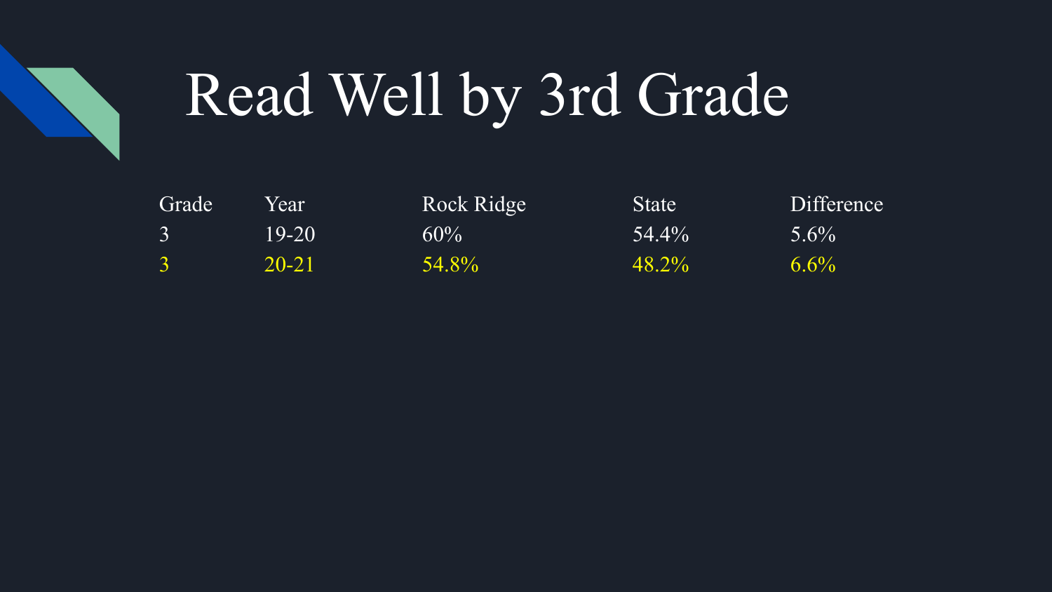# Read Well by 3rd Grade

| Grade | Year | Rock Ridge | State | Difference |
|---|---|---|---|---|
| 3 | 19-20 | 60% | 54.4% | 5.6% |
| 3 | 20-21 | 54.8% | 48.2% | 6.6% |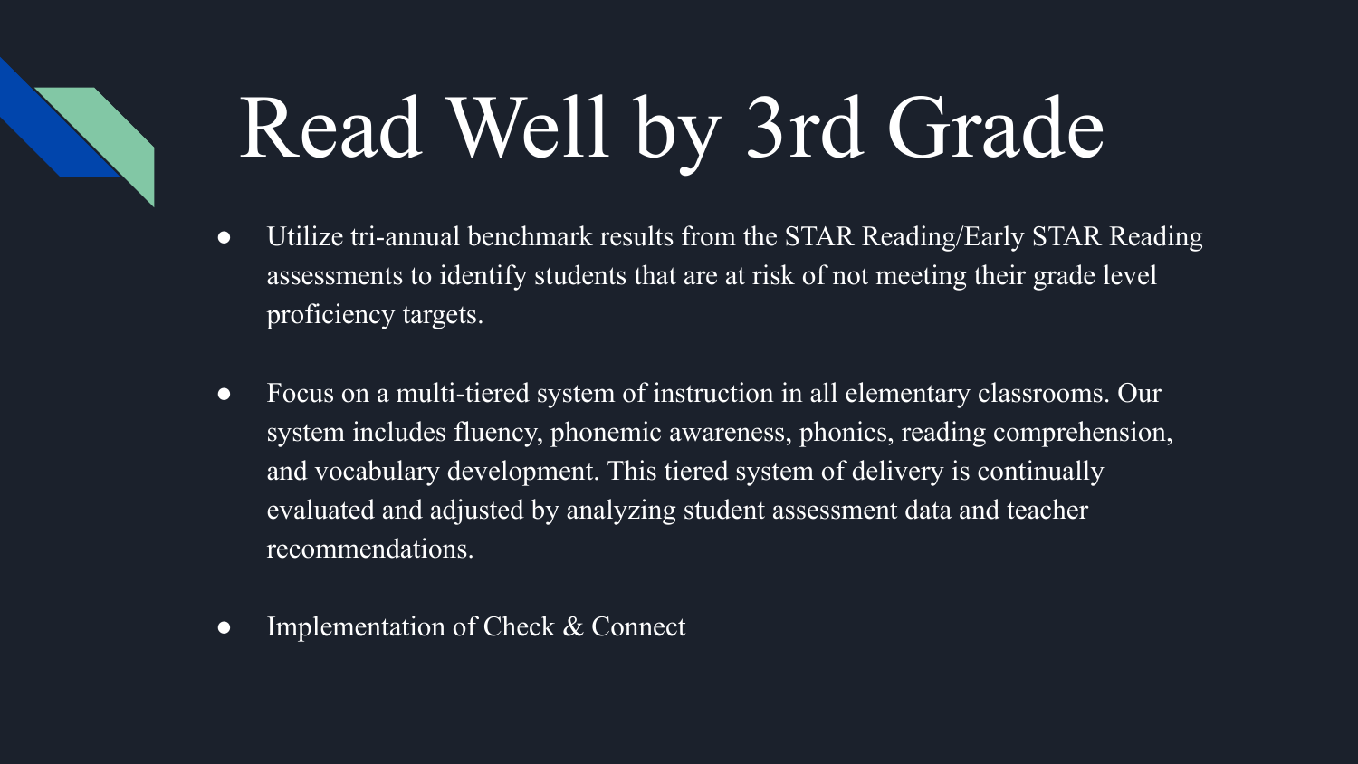# Read Well by 3rd Grade

- Utilize tri-annual benchmark results from the STAR Reading/Early STAR Reading assessments to identify students that are at risk of not meeting their grade level proficiency targets.

- Focus on a multi-tiered system of instruction in all elementary classrooms. Our system includes fluency, phonemic awareness, phonics, reading comprehension, and vocabulary development. This tiered system of delivery is continually evaluated and adjusted by analyzing student assessment data and teacher recommendations.

- Implementation of Check & Connect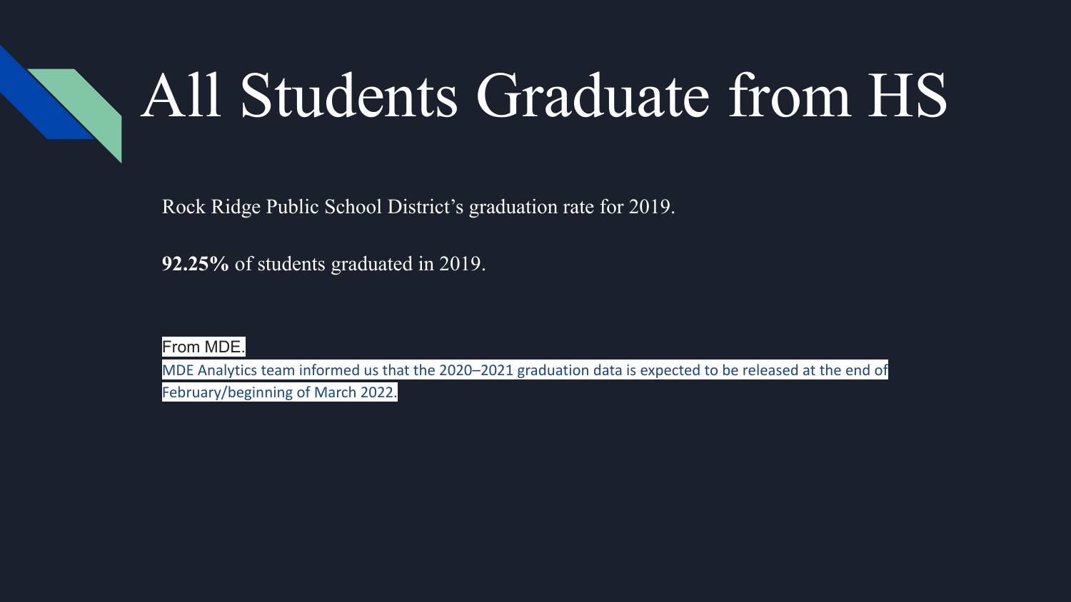# All Students Graduate from HS

Rock Ridge Public School District's graduation rate for 2019.

**92.25%** of students graduated in 2019.

From MDE.

MDE Analytics team informed us that the 2020–2021 graduation data is expected to be released at the end of February/beginning of March 2022.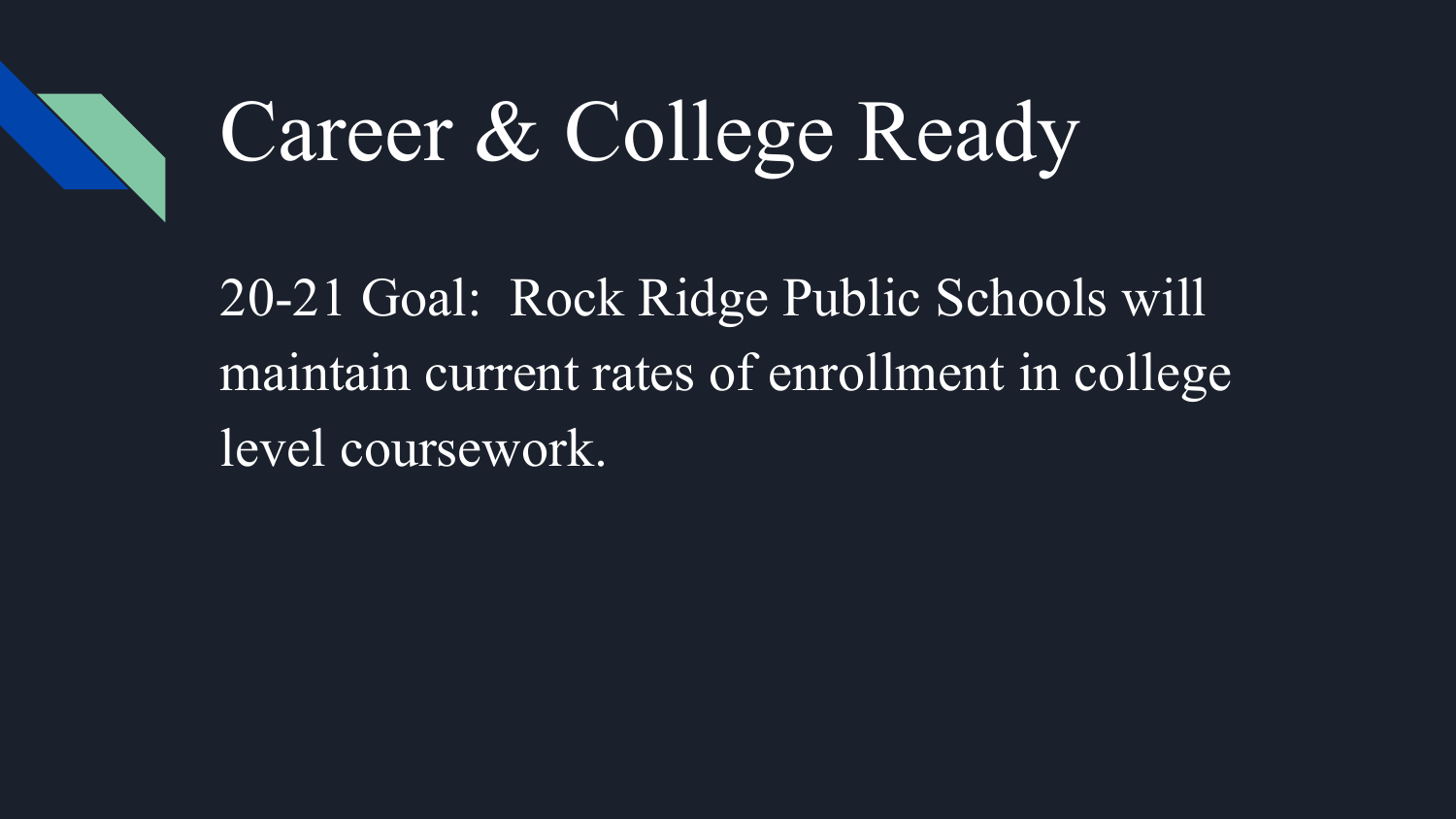# Career & College Ready

20-21 Goal: Rock Ridge Public Schools will maintain current rates of enrollment in college level coursework.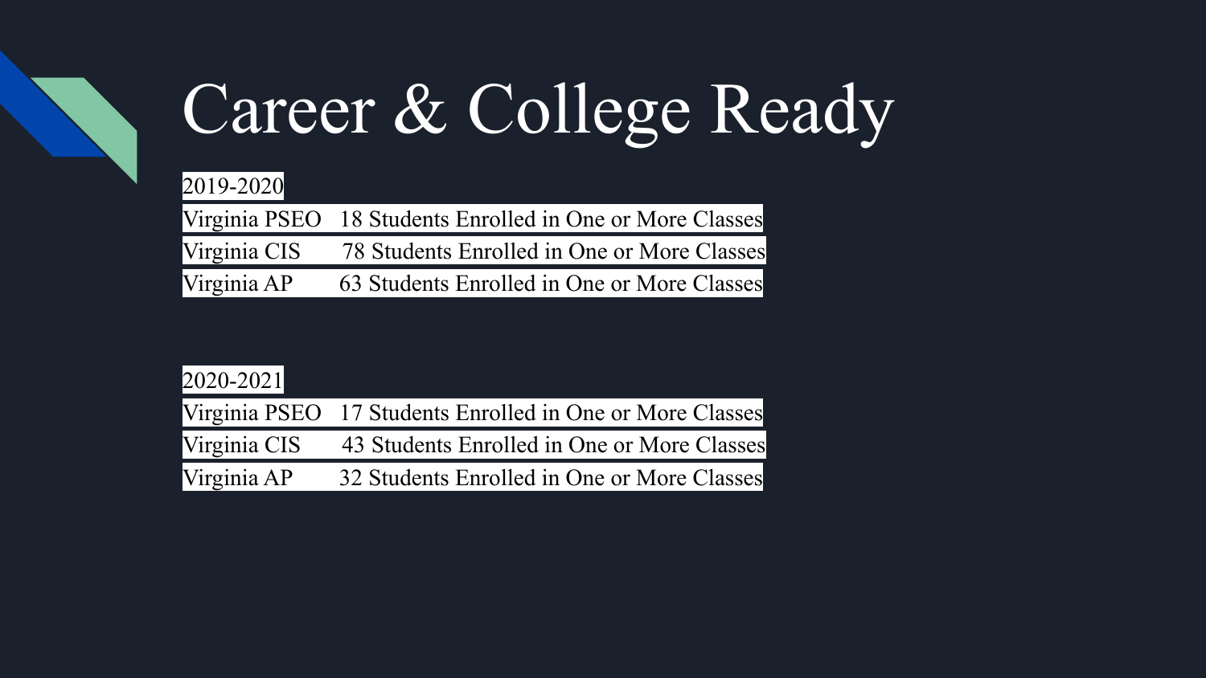# Career & College Ready

2019-2020

Virginia PSEO 18 Students Enrolled in One or More Classes

Virginia CIS 78 Students Enrolled in One or More Classes

Virginia AP 63 Students Enrolled in One or More Classes

2020-2021

Virginia PSEO 17 Students Enrolled in One or More Classes

Virginia CIS 43 Students Enrolled in One or More Classes

Virginia AP 32 Students Enrolled in One or More Classes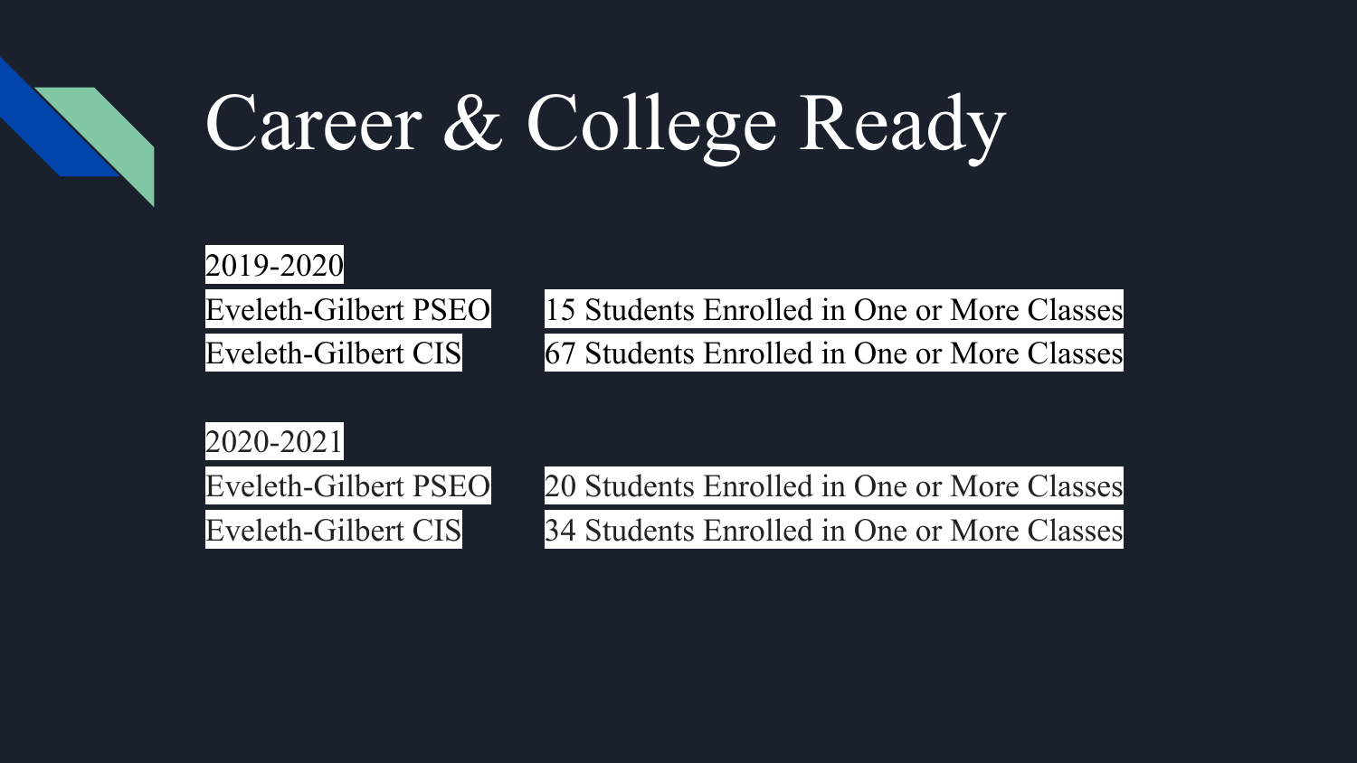# Career & College Ready

2019-2020

| | |
|---|---|
| Eveleth-Gilbert PSEO | 15 Students Enrolled in One or More Classes |
| Eveleth-Gilbert CIS | 67 Students Enrolled in One or More Classes |

2020-2021

| | |
|---|---|
| Eveleth-Gilbert PSEO | 20 Students Enrolled in One or More Classes |
| Eveleth-Gilbert CIS | 34 Students Enrolled in One or More Classes |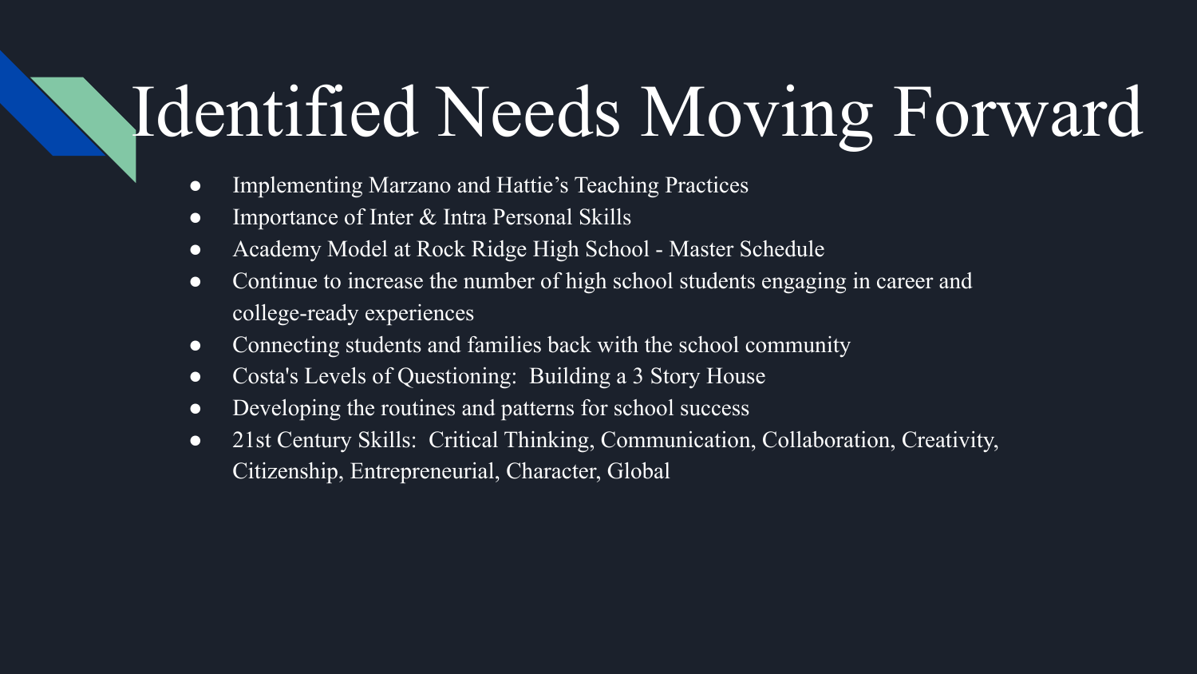# Identified Needs Moving Forward

- Implementing Marzano and Hattie's Teaching Practices
- Importance of Inter & Intra Personal Skills
- Academy Model at Rock Ridge High School - Master Schedule
- Continue to increase the number of high school students engaging in career and college-ready experiences
- Connecting students and families back with the school community
- Costa's Levels of Questioning: Building a 3 Story House
- Developing the routines and patterns for school success
- 21st Century Skills: Critical Thinking, Communication, Collaboration, Creativity, Citizenship, Entrepreneurial, Character, Global